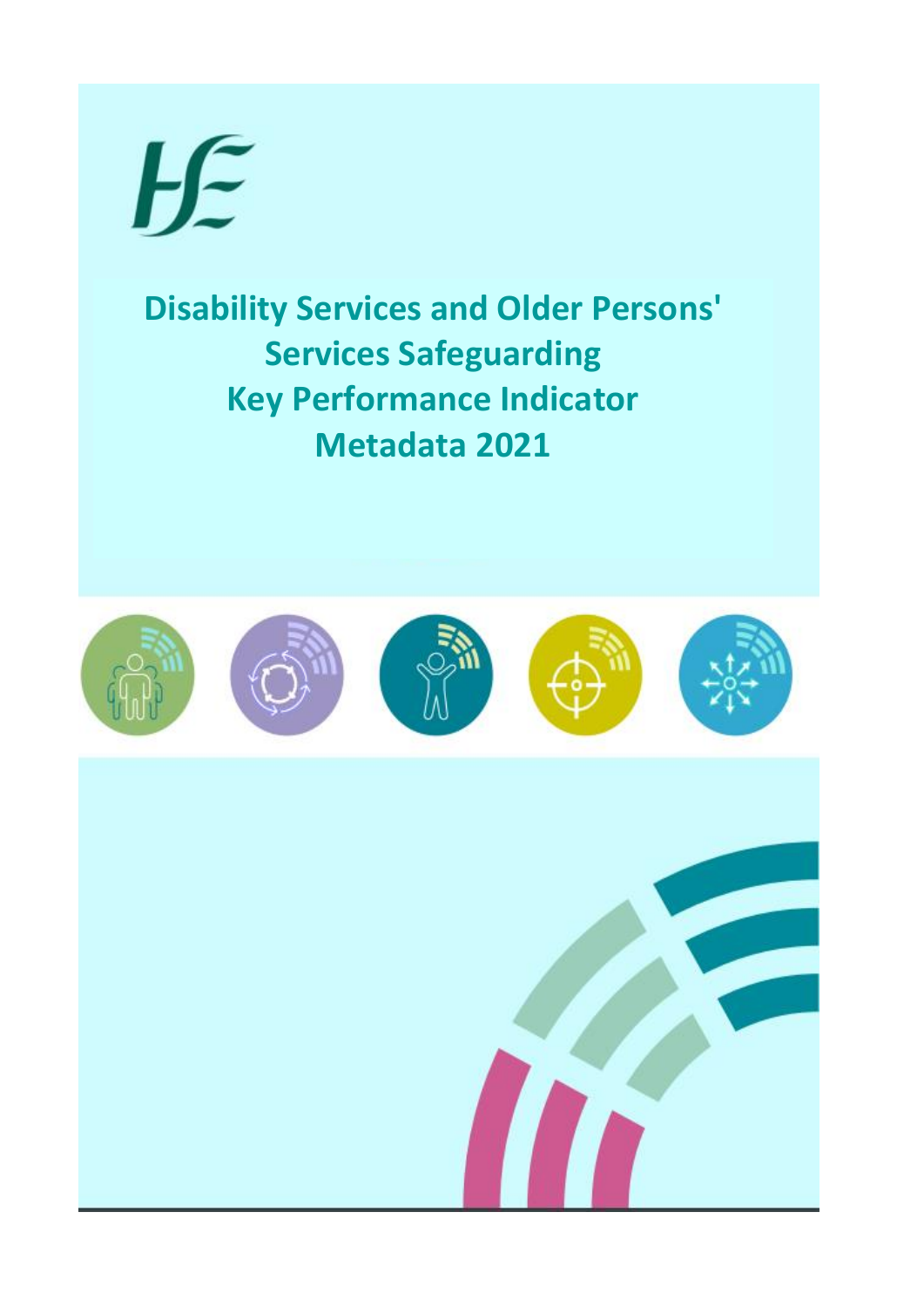# Disability Services and Older Persons' Services Safeguarding Key Performance Indicator Metadata 2021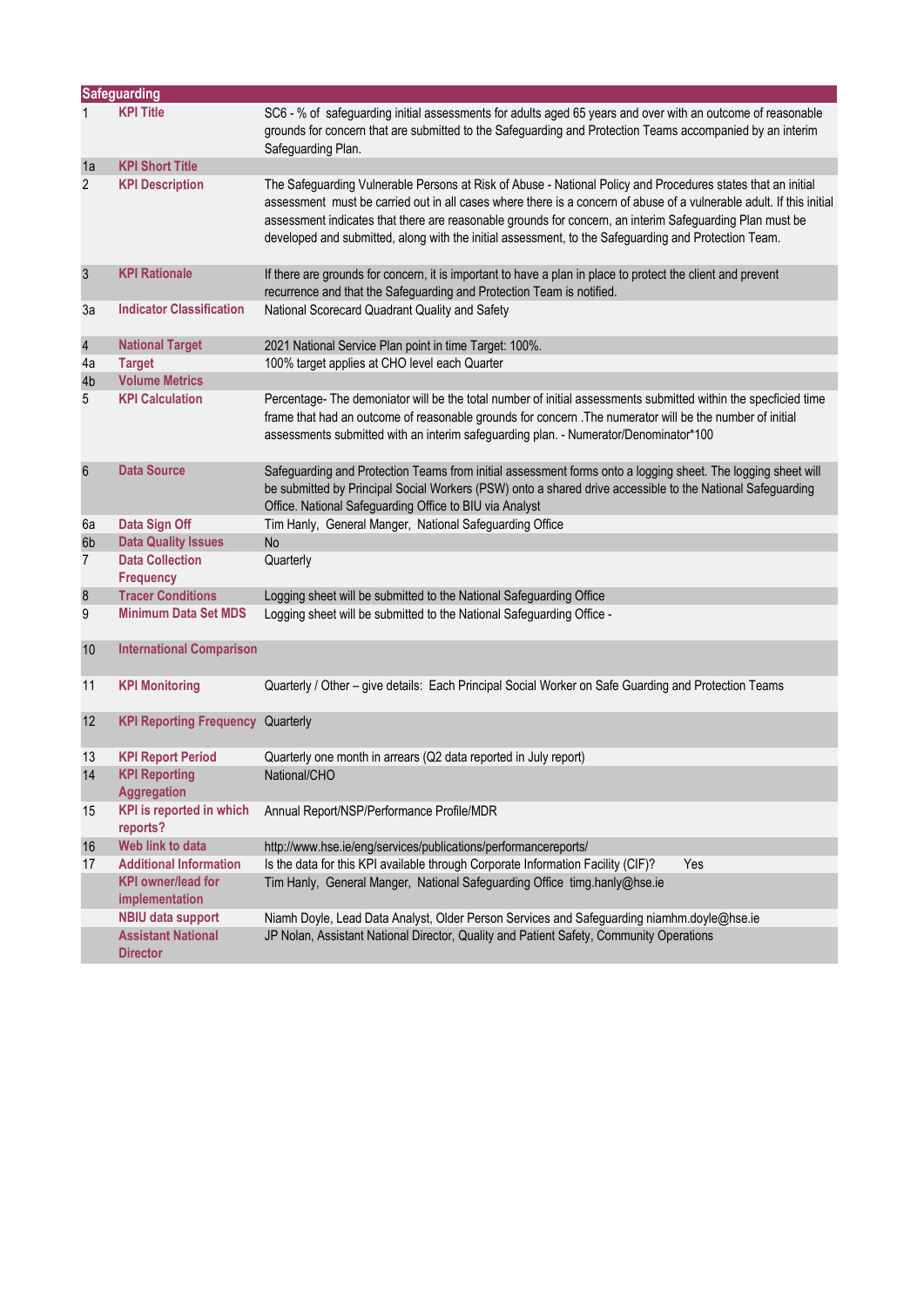| Safeguarding | | |
|---|---|---|
| 1 | KPI Title | SC6 - % of safeguarding initial assessments for adults aged 65 years and over with an outcome of reasonable grounds for concern that are submitted to the Safeguarding and Protection Teams accompanied by an interim Safeguarding Plan. |
| 1a | KPI Short Title | |
| 2 | KPI Description | The Safeguarding Vulnerable Persons at Risk of Abuse - National Policy and Procedures states that an initial assessment must be carried out in all cases where there is a concern of abuse of a vulnerable adult. If this initial assessment indicates that there are reasonable grounds for concern, an interim Safeguarding Plan must be developed and submitted, along with the initial assessment, to the Safeguarding and Protection Team. |
| 3 | KPI Rationale | If there are grounds for concern, it is important to have a plan in place to protect the client and prevent recurrence and that the Safeguarding and Protection Team is notified. |
| 3a | Indicator Classification | National Scorecard Quadrant Quality and Safety |
| 4 | National Target | 2021 National Service Plan point in time Target: 100%. |
| 4a | Target | 100% target applies at CHO level each Quarter |
| 4b | Volume Metrics | |
| 5 | KPI Calculation | Percentage- The demoniator will be the total number of initial assessments submitted within the specficied time frame that had an outcome of reasonable grounds for concern .The numerator will be the number of initial assessments submitted with an interim safeguarding plan. - Numerator/Denominator*100 |
| 6 | Data Source | Safeguarding and Protection Teams from initial assessment forms onto a logging sheet. The logging sheet will be submitted by Principal Social Workers (PSW) onto a shared drive accessible to the National Safeguarding Office. National Safeguarding Office to BIU via Analyst |
| 6a | Data Sign Off | Tim Hanly, General Manger, National Safeguarding Office |
| 6b | Data Quality Issues | No |
| 7 | Data Collection Frequency | Quarterly |
| 8 | Tracer Conditions | Logging sheet will be submitted to the National Safeguarding Office |
| 9 | Minimum Data Set MDS | Logging sheet will be submitted to the National Safeguarding Office - |
| 10 | International Comparison | |
| 11 | KPI Monitoring | Quarterly / Other – give details: Each Principal Social Worker on Safe Guarding and Protection Teams |
| 12 | KPI Reporting Frequency | Quarterly |
| 13 | KPI Report Period | Quarterly one month in arrears (Q2 data reported in July report) |
| 14 | KPI Reporting Aggregation | National/CHO |
| 15 | KPI is reported in which reports? | Annual Report/NSP/Performance Profile/MDR |
| 16 | Web link to data | http://www.hse.ie/eng/services/publications/performancereports/ |
| 17 | Additional Information | Is the data for this KPI available through Corporate Information Facility (CIF)? Yes |
| | KPI owner/lead for implementation | Tim Hanly, General Manger, National Safeguarding Office timg.hanly@hse.ie |
| | NBIU data support | Niamh Doyle, Lead Data Analyst, Older Person Services and Safeguarding niamhm.doyle@hse.ie |
| | Assistant National Director | JP Nolan, Assistant National Director, Quality and Patient Safety, Community Operations |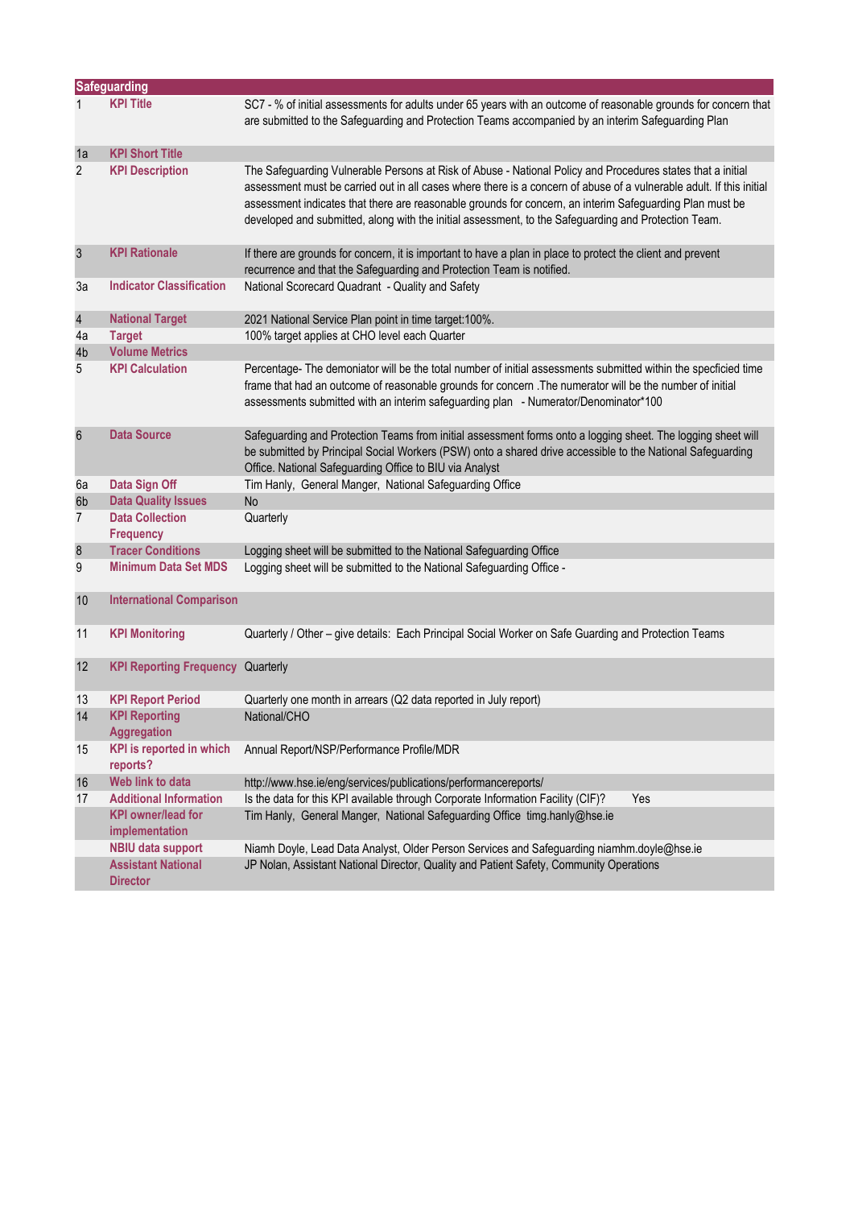| Safeguarding | | |
|---|---|---|
| 1 | **KPI Title** | SC7 - % of initial assessments for adults under 65 years with an outcome of reasonable grounds for concern that are submitted to the Safeguarding and Protection Teams accompanied by an interim Safeguarding Plan |
| 1a | **KPI Short Title** | |
| 2 | **KPI Description** | The Safeguarding Vulnerable Persons at Risk of Abuse - National Policy and Procedures states that a initial assessment must be carried out in all cases where there is a concern of abuse of a vulnerable adult. If this initial assessment indicates that there are reasonable grounds for concern, an interim Safeguarding Plan must be developed and submitted, along with the initial assessment, to the Safeguarding and Protection Team. |
| 3 | **KPI Rationale** | If there are grounds for concern, it is important to have a plan in place to protect the client and prevent recurrence and that the Safeguarding and Protection Team is notified. |
| 3a | **Indicator Classification** | National Scorecard Quadrant - Quality and Safety |
| 4 | **National Target** | 2021 National Service Plan point in time target:100%. |
| 4a | **Target** | 100% target applies at CHO level each Quarter |
| 4b | **Volume Metrics** | |
| 5 | **KPI Calculation** | Percentage- The demoniator will be the total number of initial assessments submitted within the specficied time frame that had an outcome of reasonable grounds for concern .The numerator will be the number of initial assessments submitted with an interim safeguarding plan - Numerator/Denominator*100 |
| 6 | **Data Source** | Safeguarding and Protection Teams from initial assessment forms onto a logging sheet. The logging sheet will be submitted by Principal Social Workers (PSW) onto a shared drive accessible to the National Safeguarding Office. National Safeguarding Office to BIU via Analyst |
| 6a | **Data Sign Off** | Tim Hanly, General Manger, National Safeguarding Office |
| 6b | **Data Quality Issues** | No |
| 7 | **Data Collection Frequency** | Quarterly |
| 8 | **Tracer Conditions** | Logging sheet will be submitted to the National Safeguarding Office |
| 9 | **Minimum Data Set MDS** | Logging sheet will be submitted to the National Safeguarding Office - |
| 10 | **International Comparison** | |
| 11 | **KPI Monitoring** | Quarterly / Other – give details: Each Principal Social Worker on Safe Guarding and Protection Teams |
| 12 | **KPI Reporting Frequency** | Quarterly |
| 13 | **KPI Report Period** | Quarterly one month in arrears (Q2 data reported in July report) |
| 14 | **KPI Reporting Aggregation** | National/CHO |
| 15 | **KPI is reported in which reports?** | Annual Report/NSP/Performance Profile/MDR |
| 16 | **Web link to data** | http://www.hse.ie/eng/services/publications/performancereports/ |
| 17 | **Additional Information** | Is the data for this KPI available through Corporate Information Facility (CIF)? Yes |
| | **KPI owner/lead for implementation** | Tim Hanly, General Manger, National Safeguarding Office timg.hanly@hse.ie |
| | **NBIU data support** | Niamh Doyle, Lead Data Analyst, Older Person Services and Safeguarding niamhm.doyle@hse.ie |
| | **Assistant National Director** | JP Nolan, Assistant National Director, Quality and Patient Safety, Community Operations |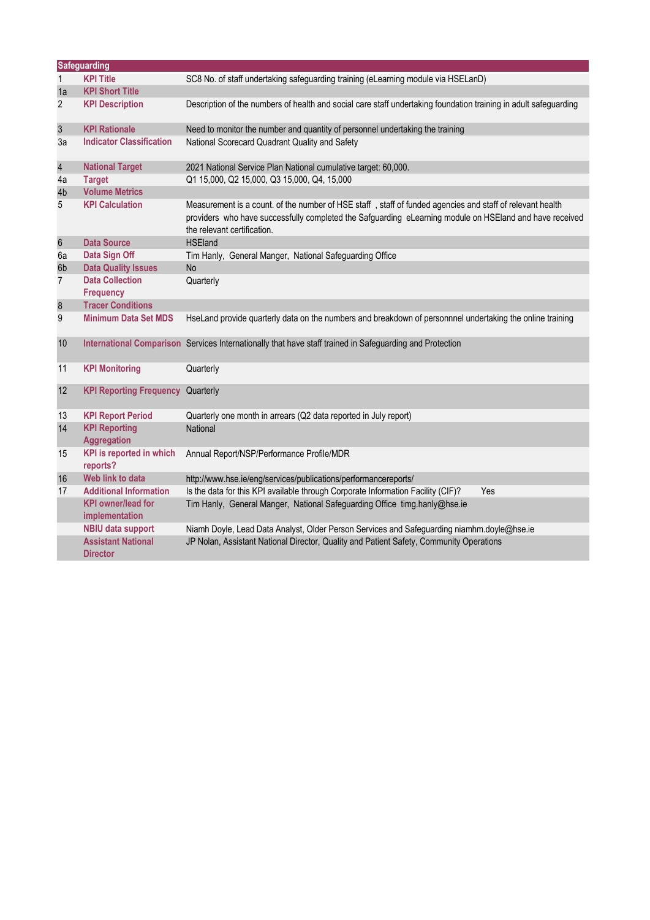| Safeguarding | | |
|---|---|---|
| 1 | KPI Title | SC8 No. of staff undertaking safeguarding training (eLearning module via HSELanD) |
| 1a | KPI Short Title | |
| 2 | KPI Description | Description of the numbers of health and social care staff undertaking foundation training in adult safeguarding |
| 3 | KPI Rationale | Need to monitor the number and quantity of personnel undertaking the training |
| 3a | Indicator Classification | National Scorecard Quadrant Quality and Safety |
| 4 | National Target | 2021 National Service Plan National cumulative target: 60,000. |
| 4a | Target | Q1 15,000, Q2 15,000, Q3 15,000, Q4, 15,000 |
| 4b | Volume Metrics | |
| 5 | KPI Calculation | Measurement is a count. of the number of HSE staff , staff of funded agencies and staff of relevant health providers who have successfully completed the Safguarding eLearning module on HSEland and have received the relevant certification. |
| 6 | Data Source | HSEland |
| 6a | Data Sign Off | Tim Hanly, General Manger, National Safeguarding Office |
| 6b | Data Quality Issues | No |
| 7 | Data Collection Frequency | Quarterly |
| 8 | Tracer Conditions | |
| 9 | Minimum Data Set MDS | HseLand provide quarterly data on the numbers and breakdown of personnnel undertaking the online training |
| 10 | International Comparison | Services Internationally that have staff trained in Safeguarding and Protection |
| 11 | KPI Monitoring | Quarterly |
| 12 | KPI Reporting Frequency | Quarterly |
| 13 | KPI Report Period | Quarterly one month in arrears (Q2 data reported in July report) |
| 14 | KPI Reporting Aggregation | National |
| 15 | KPI is reported in which reports? | Annual Report/NSP/Performance Profile/MDR |
| 16 | Web link to data | http://www.hse.ie/eng/services/publications/performancereports/ |
| 17 | Additional Information | Is the data for this KPI available through Corporate Information Facility (CIF)? Yes |
| | KPI owner/lead for implementation | Tim Hanly, General Manger, National Safeguarding Office timg.hanly@hse.ie |
| | NBIU data support | Niamh Doyle, Lead Data Analyst, Older Person Services and Safeguarding niamhm.doyle@hse.ie |
| | Assistant National Director | JP Nolan, Assistant National Director, Quality and Patient Safety, Community Operations |